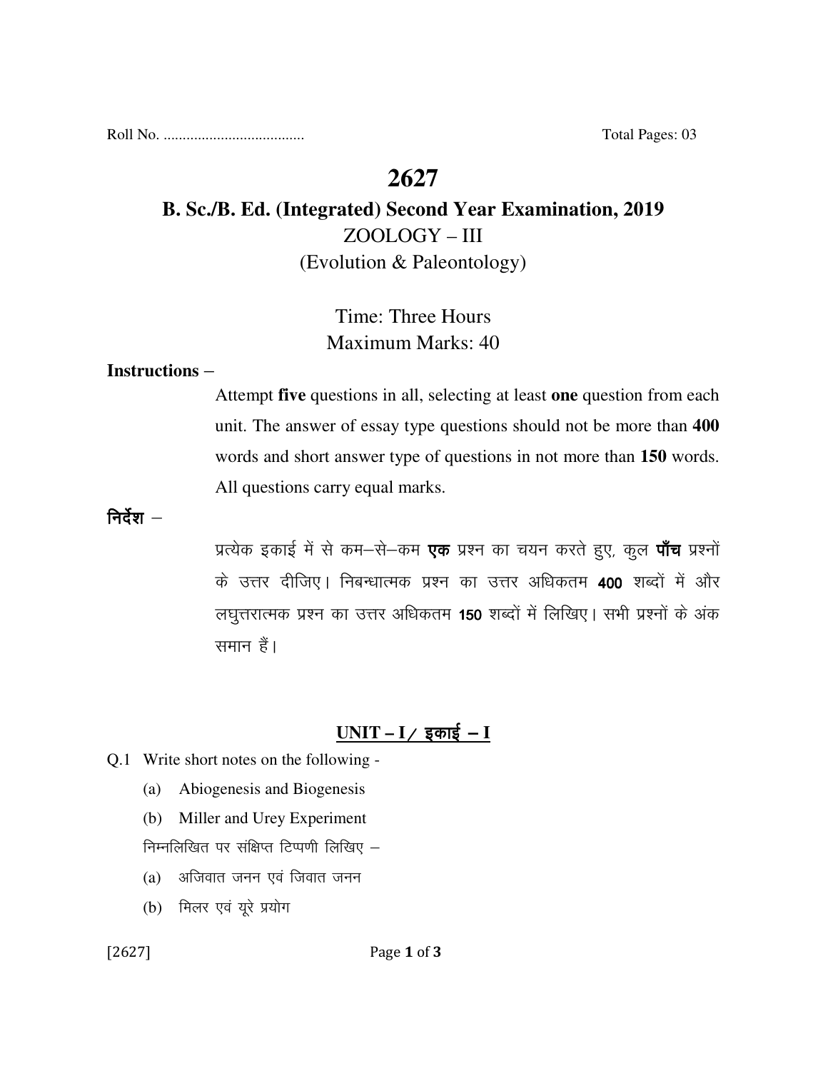Roll No. .................................... Total Pages: 03

# 2627

## B. Sc./B. Ed. (Integrated) Second Year Examination, 2019

ZOOLOGY – III

(Evolution & Paleontology)

Time: Three Hours

Maximum Marks: 40

**Instructions –**

Attempt **five** questions in all, selecting at least **one** question from each unit. The answer of essay type questions should not be more than **400** words and short answer type of questions in not more than **150** words. All questions carry equal marks.

**निर्देश –**

प्रत्येक इकाई में से कम–से–कम **एक** प्रश्न का चयन करते हुए, कुल **पाँच** प्रश्नों के उत्तर दीजिए। निबन्धात्मक प्रश्न का उत्तर अधिकतम **400** शब्दों में और लघुत्तरात्मक प्रश्न का उत्तर अधिकतम **150** शब्दों में लिखिए। सभी प्रश्नों के अंक समान हैं।

### UNIT – I / इकाई – I

Q.1 Write short notes on the following -

(a) Abiogenesis and Biogenesis

(b) Miller and Urey Experiment

निम्नलिखित पर संक्षिप्त टिप्पणी लिखिए –

(a) अजिवात जनन एवं जिवात जनन

(b) मिलर एवं यूरे प्रयोग

[2627]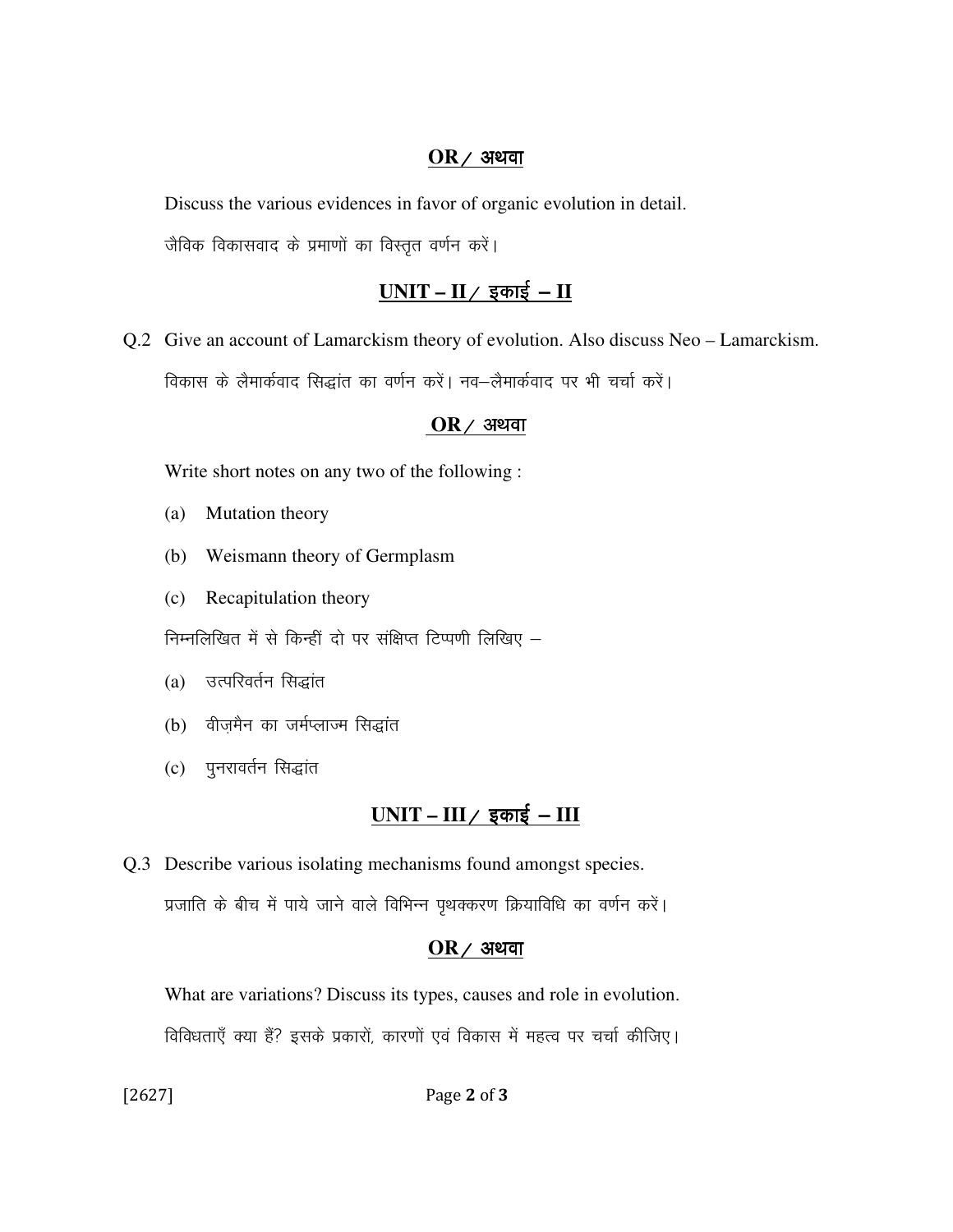**OR / अथवा**

Discuss the various evidences in favor of organic evolution in detail.

जैविक विकासवाद के प्रमाणों का विस्तृत वर्णन करें।

## UNIT – II / इकाई – II

Q.2 Give an account of Lamarckism theory of evolution. Also discuss Neo – Lamarckism.

विकास के लैमार्कवाद सिद्धांत का वर्णन करें। नव–लैमार्कवाद पर भी चर्चा करें।

**OR / अथवा**

Write short notes on any two of the following :

(a) Mutation theory

(b) Weismann theory of Germplasm

(c) Recapitulation theory

निम्नलिखित में से किन्हीं दो पर संक्षिप्त टिप्पणी लिखिए –

(a) उत्परिवर्तन सिद्धांत

(b) वीज़मैन का जर्मप्लाज्म सिद्धांत

(c) पुनरावर्तन सिद्धांत

## UNIT – III / इकाई – III

Q.3 Describe various isolating mechanisms found amongst species.

प्रजाति के बीच में पाये जाने वाले विभिन्न पृथक्करण क्रियाविधि का वर्णन करें।

**OR / अथवा**

What are variations? Discuss its types, causes and role in evolution.

विविधताएँ क्या हैं? इसके प्रकारों, कारणों एवं विकास में महत्व पर चर्चा कीजिए।

[2627]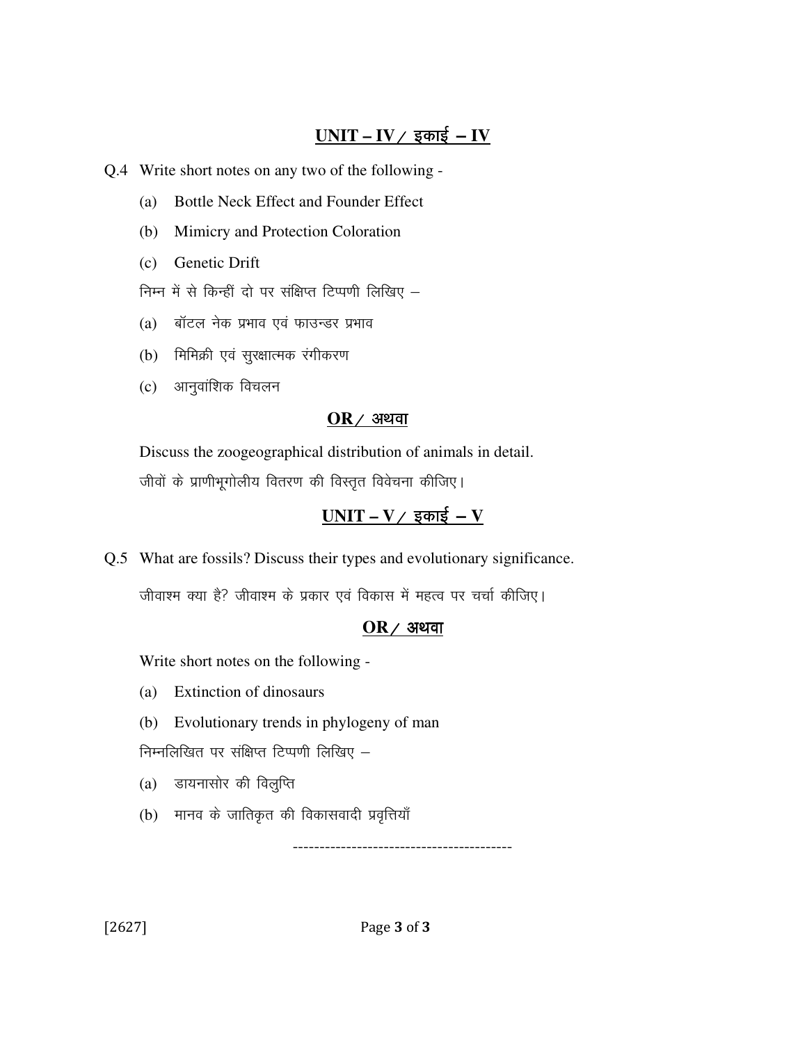## UNIT – IV / इकाई – IV

Q.4 Write short notes on any two of the following -

(a) Bottle Neck Effect and Founder Effect

(b) Mimicry and Protection Coloration

(c) Genetic Drift

निम्न में से किन्हीं दो पर संक्षिप्त टिप्पणी लिखिए –

(a) बॉटल नेक प्रभाव एवं फाउन्डर प्रभाव

(b) मिमिक्री एवं सुरक्षात्मक रंगीकरण

(c) आनुवांशिक विचलन

**OR / अथवा**

Discuss the zoogeographical distribution of animals in detail.

जीवों के प्राणीभूगोलीय वितरण की विस्तृत विवेचना कीजिए।

## UNIT – V / इकाई – V

Q.5 What are fossils? Discuss their types and evolutionary significance.

जीवाश्म क्या है? जीवाश्म के प्रकार एवं विकास में महत्व पर चर्चा कीजिए।

**OR / अथवा**

Write short notes on the following -

(a) Extinction of dinosaurs

(b) Evolutionary trends in phylogeny of man

निम्नलिखित पर संक्षिप्त टिप्पणी लिखिए –

(a) डायनासोर की विलुप्ति

(b) मानव के जातिकृत की विकासवादी प्रवृत्तियाँ

-----------------------------------------

[2627]